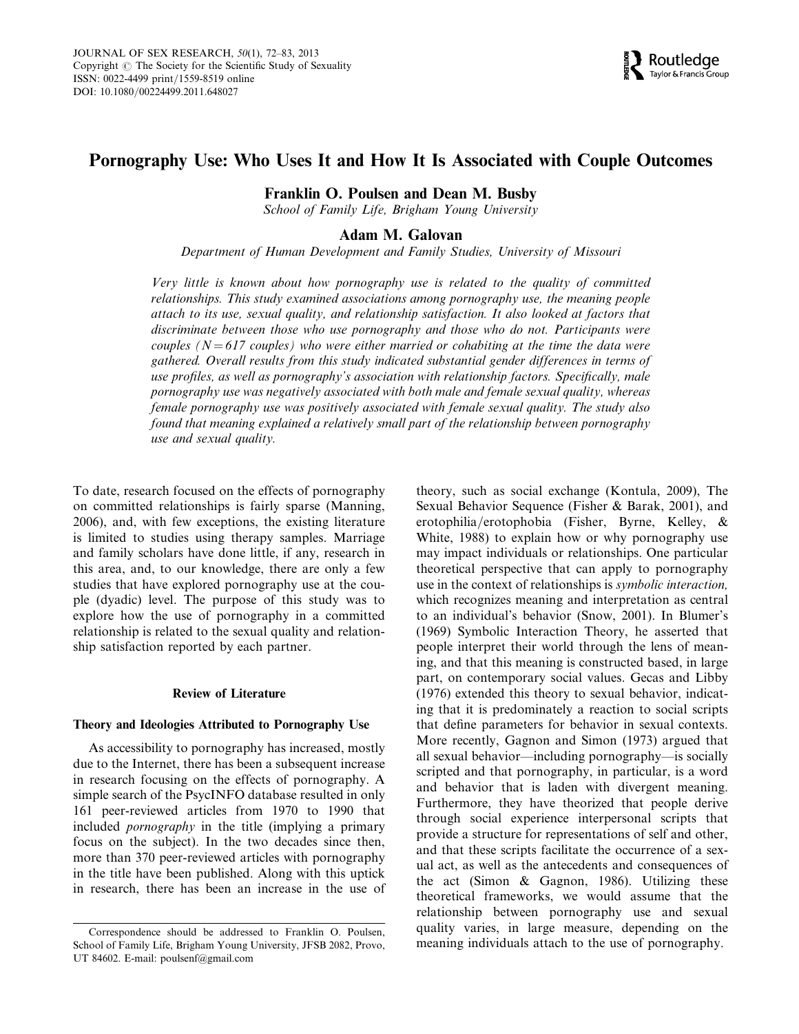# Pornography Use: Who Uses It and How It Is Associated with Couple Outcomes

**Franklin O. Poulsen and Dean M. Busby**
*School of Family Life, Brigham Young University*

**Adam M. Galovan**
*Department of Human Development and Family Studies, University of Missouri*

*Very little is known about how pornography use is related to the quality of committed relationships. This study examined associations among pornography use, the meaning people attach to its use, sexual quality, and relationship satisfaction. It also looked at factors that discriminate between those who use pornography and those who do not. Participants were couples ($N = 617$ couples) who were either married or cohabiting at the time the data were gathered. Overall results from this study indicated substantial gender differences in terms of use profiles, as well as pornography's association with relationship factors. Specifically, male pornography use was negatively associated with both male and female sexual quality, whereas female pornography use was positively associated with female sexual quality. The study also found that meaning explained a relatively small part of the relationship between pornography use and sexual quality.*

To date, research focused on the effects of pornography on committed relationships is fairly sparse (Manning, 2006), and, with few exceptions, the existing literature is limited to studies using therapy samples. Marriage and family scholars have done little, if any, research in this area, and, to our knowledge, there are only a few studies that have explored pornography use at the couple (dyadic) level. The purpose of this study was to explore how the use of pornography in a committed relationship is related to the sexual quality and relationship satisfaction reported by each partner.

## Review of Literature

### Theory and Ideologies Attributed to Pornography Use

As accessibility to pornography has increased, mostly due to the Internet, there has been a subsequent increase in research focusing on the effects of pornography. A simple search of the PsycINFO database resulted in only 161 peer-reviewed articles from 1970 to 1990 that included *pornography* in the title (implying a primary focus on the subject). In the two decades since then, more than 370 peer-reviewed articles with pornography in the title have been published. Along with this uptick in research, there has been an increase in the use of theory, such as social exchange (Kontula, 2009), The Sexual Behavior Sequence (Fisher & Barak, 2001), and erotophilia/erotophobia (Fisher, Byrne, Kelley, & White, 1988) to explain how or why pornography use may impact individuals or relationships. One particular theoretical perspective that can apply to pornography use in the context of relationships is *symbolic interaction,* which recognizes meaning and interpretation as central to an individual's behavior (Snow, 2001). In Blumer's (1969) Symbolic Interaction Theory, he asserted that people interpret their world through the lens of meaning, and that this meaning is constructed based, in large part, on contemporary social values. Gecas and Libby (1976) extended this theory to sexual behavior, indicating that it is predominately a reaction to social scripts that define parameters for behavior in sexual contexts. More recently, Gagnon and Simon (1973) argued that all sexual behavior—including pornography—is socially scripted and that pornography, in particular, is a word and behavior that is laden with divergent meaning. Furthermore, they have theorized that people derive through social experience interpersonal scripts that provide a structure for representations of self and other, and that these scripts facilitate the occurrence of a sexual act, as well as the antecedents and consequences of the act (Simon & Gagnon, 1986). Utilizing these theoretical frameworks, we would assume that the relationship between pornography use and sexual quality varies, in large measure, depending on the meaning individuals attach to the use of pornography.

Correspondence should be addressed to Franklin O. Poulsen, School of Family Life, Brigham Young University, JFSB 2082, Provo, UT 84602. E-mail: poulsenf@gmail.com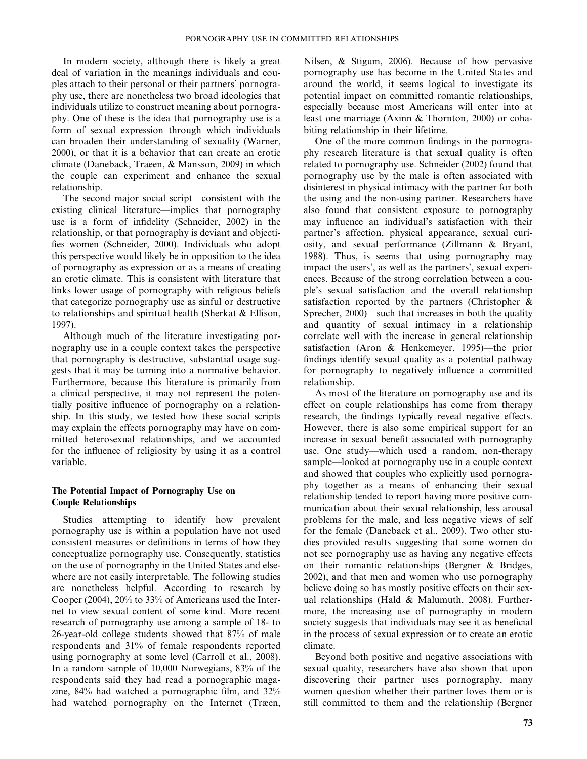In modern society, although there is likely a great deal of variation in the meanings individuals and couples attach to their personal or their partners' pornography use, there are nonetheless two broad ideologies that individuals utilize to construct meaning about pornography. One of these is the idea that pornography use is a form of sexual expression through which individuals can broaden their understanding of sexuality (Warner, 2000), or that it is a behavior that can create an erotic climate (Daneback, Traeen, & Mansson, 2009) in which the couple can experiment and enhance the sexual relationship.

The second major social script—consistent with the existing clinical literature—implies that pornography use is a form of infidelity (Schneider, 2002) in the relationship, or that pornography is deviant and objectifies women (Schneider, 2000). Individuals who adopt this perspective would likely be in opposition to the idea of pornography as expression or as a means of creating an erotic climate. This is consistent with literature that links lower usage of pornography with religious beliefs that categorize pornography use as sinful or destructive to relationships and spiritual health (Sherkat & Ellison, 1997).

Although much of the literature investigating pornography use in a couple context takes the perspective that pornography is destructive, substantial usage suggests that it may be turning into a normative behavior. Furthermore, because this literature is primarily from a clinical perspective, it may not represent the potentially positive influence of pornography on a relationship. In this study, we tested how these social scripts may explain the effects pornography may have on committed heterosexual relationships, and we accounted for the influence of religiosity by using it as a control variable.

### The Potential Impact of Pornography Use on Couple Relationships

Studies attempting to identify how prevalent pornography use is within a population have not used consistent measures or definitions in terms of how they conceptualize pornography use. Consequently, statistics on the use of pornography in the United States and elsewhere are not easily interpretable. The following studies are nonetheless helpful. According to research by Cooper (2004), 20% to 33% of Americans used the Internet to view sexual content of some kind. More recent research of pornography use among a sample of 18- to 26-year-old college students showed that 87% of male respondents and 31% of female respondents reported using pornography at some level (Carroll et al., 2008). In a random sample of 10,000 Norwegians, 83% of the respondents said they had read a pornographic magazine, 84% had watched a pornographic film, and 32% had watched pornography on the Internet (Træen, Nilsen, & Stigum, 2006). Because of how pervasive pornography use has become in the United States and around the world, it seems logical to investigate its potential impact on committed romantic relationships, especially because most Americans will enter into at least one marriage (Axinn & Thornton, 2000) or cohabiting relationship in their lifetime.

One of the more common findings in the pornography research literature is that sexual quality is often related to pornography use. Schneider (2002) found that pornography use by the male is often associated with disinterest in physical intimacy with the partner for both the using and the non-using partner. Researchers have also found that consistent exposure to pornography may influence an individual's satisfaction with their partner's affection, physical appearance, sexual curiosity, and sexual performance (Zillmann & Bryant, 1988). Thus, is seems that using pornography may impact the users', as well as the partners', sexual experiences. Because of the strong correlation between a couple's sexual satisfaction and the overall relationship satisfaction reported by the partners (Christopher & Sprecher, 2000)—such that increases in both the quality and quantity of sexual intimacy in a relationship correlate well with the increase in general relationship satisfaction (Aron & Henkemeyer, 1995)—the prior findings identify sexual quality as a potential pathway for pornography to negatively influence a committed relationship.

As most of the literature on pornography use and its effect on couple relationships has come from therapy research, the findings typically reveal negative effects. However, there is also some empirical support for an increase in sexual benefit associated with pornography use. One study—which used a random, non-therapy sample—looked at pornography use in a couple context and showed that couples who explicitly used pornography together as a means of enhancing their sexual relationship tended to report having more positive communication about their sexual relationship, less arousal problems for the male, and less negative views of self for the female (Daneback et al., 2009). Two other studies provided results suggesting that some women do not see pornography use as having any negative effects on their romantic relationships (Bergner & Bridges, 2002), and that men and women who use pornography believe doing so has mostly positive effects on their sexual relationships (Hald & Malumuth, 2008). Furthermore, the increasing use of pornography in modern society suggests that individuals may see it as beneficial in the process of sexual expression or to create an erotic climate.

Beyond both positive and negative associations with sexual quality, researchers have also shown that upon discovering their partner uses pornography, many women question whether their partner loves them or is still committed to them and the relationship (Bergner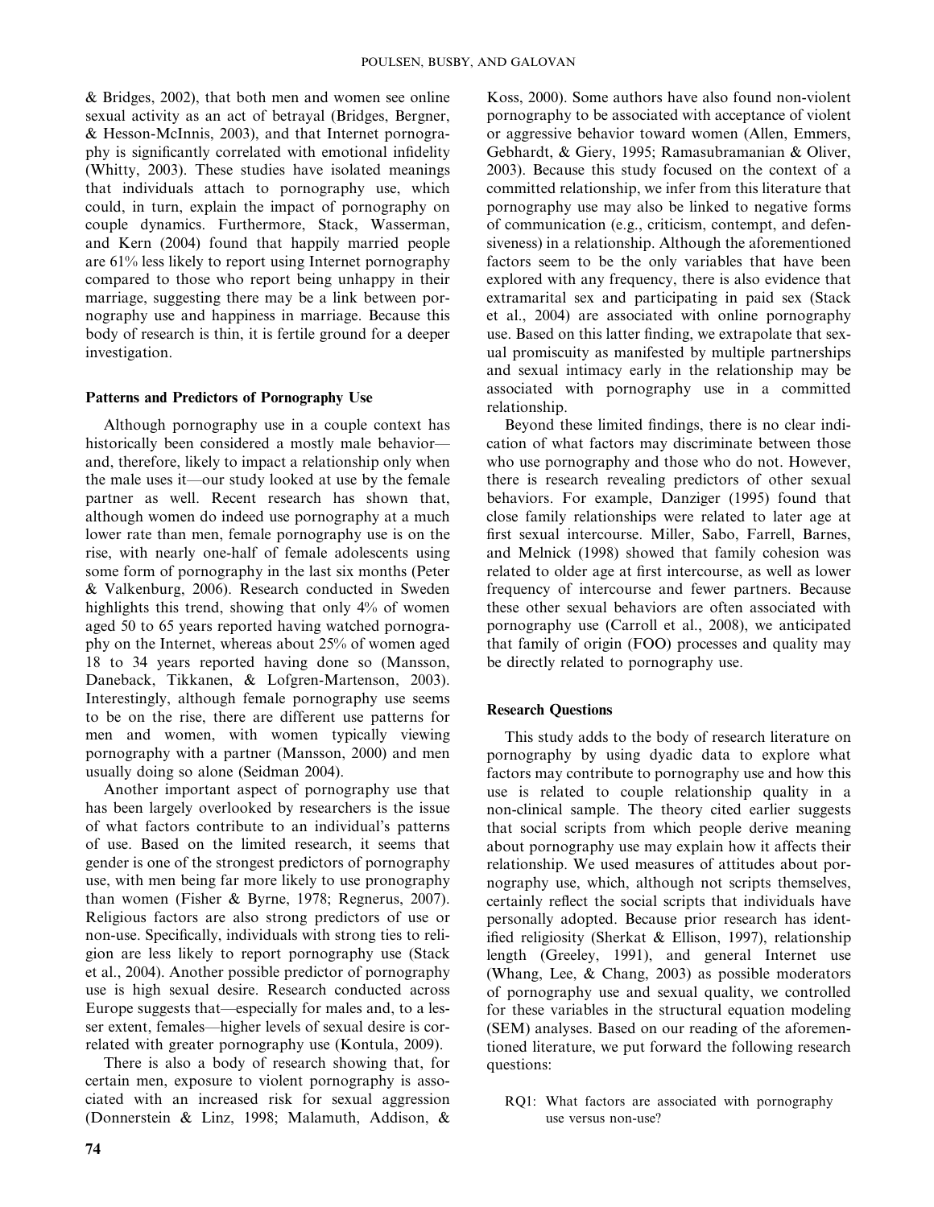& Bridges, 2002), that both men and women see online sexual activity as an act of betrayal (Bridges, Bergner, & Hesson-McInnis, 2003), and that Internet pornography is significantly correlated with emotional infidelity (Whitty, 2003). These studies have isolated meanings that individuals attach to pornography use, which could, in turn, explain the impact of pornography on couple dynamics. Furthermore, Stack, Wasserman, and Kern (2004) found that happily married people are 61% less likely to report using Internet pornography compared to those who report being unhappy in their marriage, suggesting there may be a link between pornography use and happiness in marriage. Because this body of research is thin, it is fertile ground for a deeper investigation.

### Patterns and Predictors of Pornography Use

Although pornography use in a couple context has historically been considered a mostly male behavior—and, therefore, likely to impact a relationship only when the male uses it—our study looked at use by the female partner as well. Recent research has shown that, although women do indeed use pornography at a much lower rate than men, female pornography use is on the rise, with nearly one-half of female adolescents using some form of pornography in the last six months (Peter & Valkenburg, 2006). Research conducted in Sweden highlights this trend, showing that only 4% of women aged 50 to 65 years reported having watched pornography on the Internet, whereas about 25% of women aged 18 to 34 years reported having done so (Mansson, Daneback, Tikkanen, & Lofgren-Martenson, 2003). Interestingly, although female pornography use seems to be on the rise, there are different use patterns for men and women, with women typically viewing pornography with a partner (Mansson, 2000) and men usually doing so alone (Seidman 2004).

Another important aspect of pornography use that has been largely overlooked by researchers is the issue of what factors contribute to an individual's patterns of use. Based on the limited research, it seems that gender is one of the strongest predictors of pornography use, with men being far more likely to use pronography than women (Fisher & Byrne, 1978; Regnerus, 2007). Religious factors are also strong predictors of use or non-use. Specifically, individuals with strong ties to religion are less likely to report pornography use (Stack et al., 2004). Another possible predictor of pornography use is high sexual desire. Research conducted across Europe suggests that—especially for males and, to a lesser extent, females—higher levels of sexual desire is correlated with greater pornography use (Kontula, 2009).

There is also a body of research showing that, for certain men, exposure to violent pornography is associated with an increased risk for sexual aggression (Donnerstein & Linz, 1998; Malamuth, Addison, & Koss, 2000). Some authors have also found non-violent pornography to be associated with acceptance of violent or aggressive behavior toward women (Allen, Emmers, Gebhardt, & Giery, 1995; Ramasubramanian & Oliver, 2003). Because this study focused on the context of a committed relationship, we infer from this literature that pornography use may also be linked to negative forms of communication (e.g., criticism, contempt, and defensiveness) in a relationship. Although the aforementioned factors seem to be the only variables that have been explored with any frequency, there is also evidence that extramarital sex and participating in paid sex (Stack et al., 2004) are associated with online pornography use. Based on this latter finding, we extrapolate that sexual promiscuity as manifested by multiple partnerships and sexual intimacy early in the relationship may be associated with pornography use in a committed relationship.

Beyond these limited findings, there is no clear indication of what factors may discriminate between those who use pornography and those who do not. However, there is research revealing predictors of other sexual behaviors. For example, Danziger (1995) found that close family relationships were related to later age at first sexual intercourse. Miller, Sabo, Farrell, Barnes, and Melnick (1998) showed that family cohesion was related to older age at first intercourse, as well as lower frequency of intercourse and fewer partners. Because these other sexual behaviors are often associated with pornography use (Carroll et al., 2008), we anticipated that family of origin (FOO) processes and quality may be directly related to pornography use.

### Research Questions

This study adds to the body of research literature on pornography by using dyadic data to explore what factors may contribute to pornography use and how this use is related to couple relationship quality in a non-clinical sample. The theory cited earlier suggests that social scripts from which people derive meaning about pornography use may explain how it affects their relationship. We used measures of attitudes about pornography use, which, although not scripts themselves, certainly reflect the social scripts that individuals have personally adopted. Because prior research has identified religiosity (Sherkat & Ellison, 1997), relationship length (Greeley, 1991), and general Internet use (Whang, Lee, & Chang, 2003) as possible moderators of pornography use and sexual quality, we controlled for these variables in the structural equation modeling (SEM) analyses. Based on our reading of the aforementioned literature, we put forward the following research questions:

RQ1: What factors are associated with pornography use versus non-use?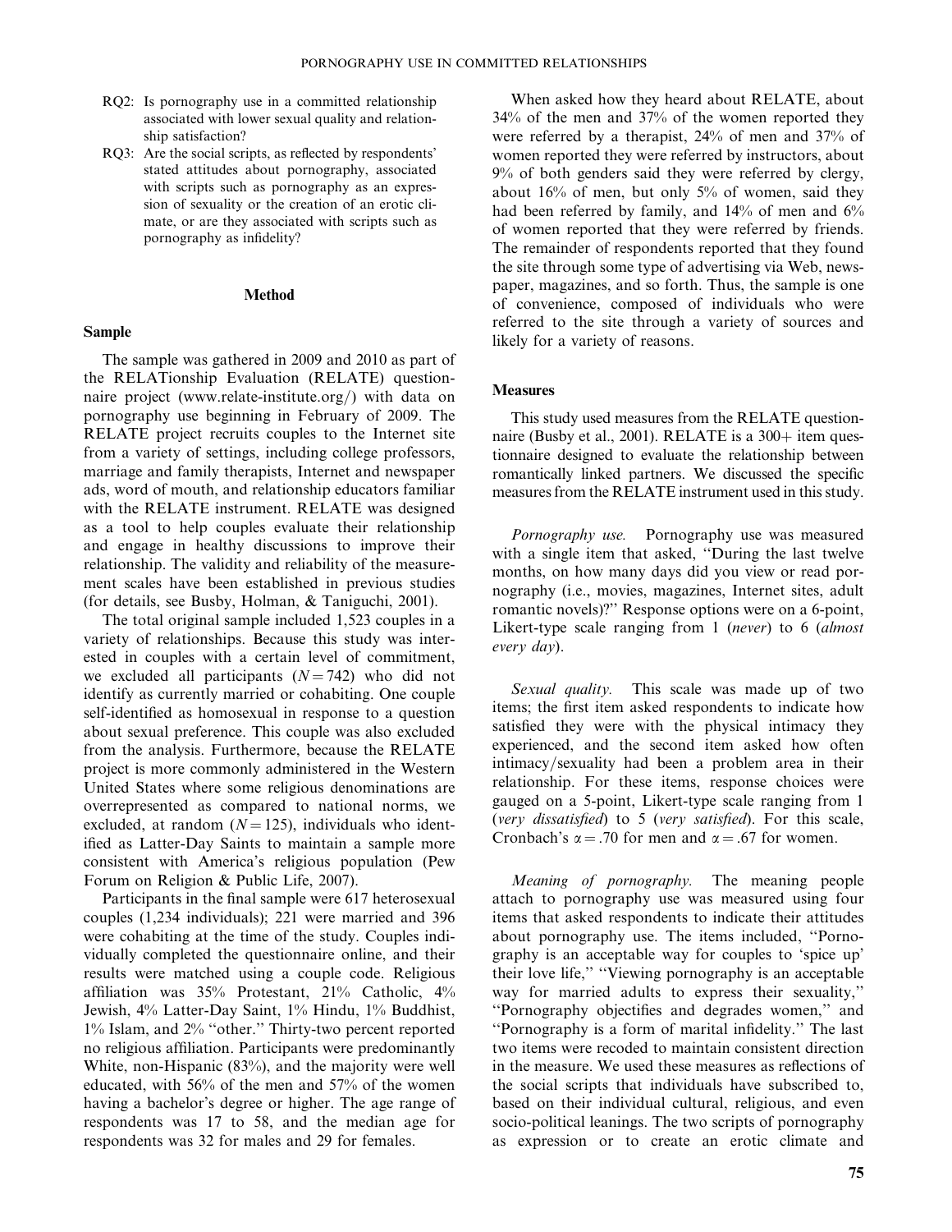- RQ2: Is pornography use in a committed relationship associated with lower sexual quality and relationship satisfaction?
- RQ3: Are the social scripts, as reflected by respondents' stated attitudes about pornography, associated with scripts such as pornography as an expression of sexuality or the creation of an erotic climate, or are they associated with scripts such as pornography as infidelity?

## Method

### Sample

The sample was gathered in 2009 and 2010 as part of the RELATionship Evaluation (RELATE) questionnaire project (www.relate-institute.org/) with data on pornography use beginning in February of 2009. The RELATE project recruits couples to the Internet site from a variety of settings, including college professors, marriage and family therapists, Internet and newspaper ads, word of mouth, and relationship educators familiar with the RELATE instrument. RELATE was designed as a tool to help couples evaluate their relationship and engage in healthy discussions to improve their relationship. The validity and reliability of the measurement scales have been established in previous studies (for details, see Busby, Holman, & Taniguchi, 2001).

The total original sample included 1,523 couples in a variety of relationships. Because this study was interested in couples with a certain level of commitment, we excluded all participants ($N = 742$) who did not identify as currently married or cohabiting. One couple self-identified as homosexual in response to a question about sexual preference. This couple was also excluded from the analysis. Furthermore, because the RELATE project is more commonly administered in the Western United States where some religious denominations are overrepresented as compared to national norms, we excluded, at random ($N = 125$), individuals who identified as Latter-Day Saints to maintain a sample more consistent with America's religious population (Pew Forum on Religion & Public Life, 2007).

Participants in the final sample were 617 heterosexual couples (1,234 individuals); 221 were married and 396 were cohabiting at the time of the study. Couples individually completed the questionnaire online, and their results were matched using a couple code. Religious affiliation was 35% Protestant, 21% Catholic, 4% Jewish, 4% Latter-Day Saint, 1% Hindu, 1% Buddhist, 1% Islam, and 2% "other." Thirty-two percent reported no religious affiliation. Participants were predominantly White, non-Hispanic (83%), and the majority were well educated, with 56% of the men and 57% of the women having a bachelor's degree or higher. The age range of respondents was 17 to 58, and the median age for respondents was 32 for males and 29 for females.

When asked how they heard about RELATE, about 34% of the men and 37% of the women reported they were referred by a therapist, 24% of men and 37% of women reported they were referred by instructors, about 9% of both genders said they were referred by clergy, about 16% of men, but only 5% of women, said they had been referred by family, and 14% of men and 6% of women reported that they were referred by friends. The remainder of respondents reported that they found the site through some type of advertising via Web, newspaper, magazines, and so forth. Thus, the sample is one of convenience, composed of individuals who were referred to the site through a variety of sources and likely for a variety of reasons.

### Measures

This study used measures from the RELATE questionnaire (Busby et al., 2001). RELATE is a 300+ item questionnaire designed to evaluate the relationship between romantically linked partners. We discussed the specific measures from the RELATE instrument used in this study.

*Pornography use.* Pornography use was measured with a single item that asked, "During the last twelve months, on how many days did you view or read pornography (i.e., movies, magazines, Internet sites, adult romantic novels)?" Response options were on a 6-point, Likert-type scale ranging from 1 (*never*) to 6 (*almost every day*).

*Sexual quality.* This scale was made up of two items; the first item asked respondents to indicate how satisfied they were with the physical intimacy they experienced, and the second item asked how often intimacy/sexuality had been a problem area in their relationship. For these items, response choices were gauged on a 5-point, Likert-type scale ranging from 1 (*very dissatisfied*) to 5 (*very satisfied*). For this scale, Cronbach's $\alpha = .70$ for men and $\alpha = .67$ for women.

*Meaning of pornography.* The meaning people attach to pornography use was measured using four items that asked respondents to indicate their attitudes about pornography use. The items included, "Pornography is an acceptable way for couples to 'spice up' their love life," "Viewing pornography is an acceptable way for married adults to express their sexuality," "Pornography objectifies and degrades women," and "Pornography is a form of marital infidelity." The last two items were recoded to maintain consistent direction in the measure. We used these measures as reflections of the social scripts that individuals have subscribed to, based on their individual cultural, religious, and even socio-political leanings. The two scripts of pornography as expression or to create an erotic climate and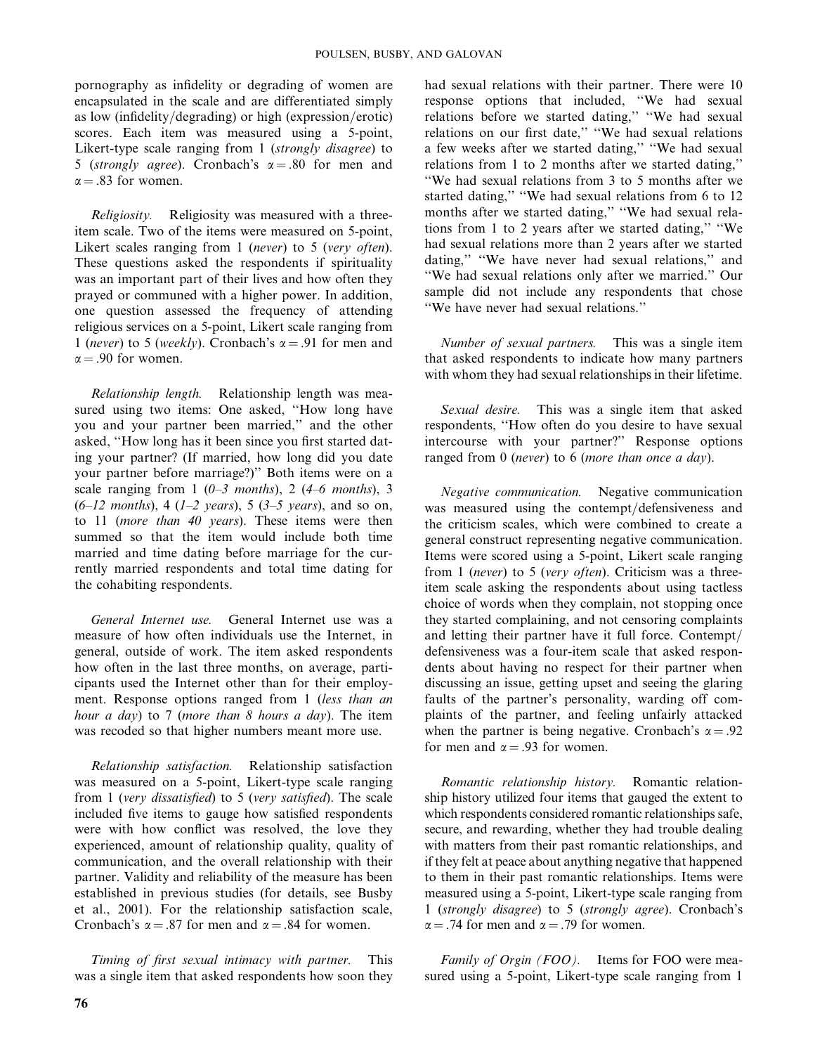pornography as infidelity or degrading of women are encapsulated in the scale and are differentiated simply as low (infidelity/degrading) or high (expression/erotic) scores. Each item was measured using a 5-point, Likert-type scale ranging from 1 (*strongly disagree*) to 5 (*strongly agree*). Cronbach's $\alpha = .80$ for men and $\alpha = .83$ for women.

*Religiosity.* Religiosity was measured with a three-item scale. Two of the items were measured on 5-point, Likert scales ranging from 1 (*never*) to 5 (*very often*). These questions asked the respondents if spirituality was an important part of their lives and how often they prayed or communed with a higher power. In addition, one question assessed the frequency of attending religious services on a 5-point, Likert scale ranging from 1 (*never*) to 5 (*weekly*). Cronbach's $\alpha = .91$ for men and $\alpha = .90$ for women.

*Relationship length.* Relationship length was measured using two items: One asked, ''How long have you and your partner been married,'' and the other asked, ''How long has it been since you first started dating your partner? (If married, how long did you date your partner before marriage?)'' Both items were on a scale ranging from 1 (*0–3 months*), 2 (*4–6 months*), 3 (*6–12 months*), 4 (*1–2 years*), 5 (*3–5 years*), and so on, to 11 (*more than 40 years*). These items were then summed so that the item would include both time married and time dating before marriage for the currently married respondents and total time dating for the cohabiting respondents.

*General Internet use.* General Internet use was a measure of how often individuals use the Internet, in general, outside of work. The item asked respondents how often in the last three months, on average, participants used the Internet other than for their employment. Response options ranged from 1 (*less than an hour a day*) to 7 (*more than 8 hours a day*). The item was recoded so that higher numbers meant more use.

*Relationship satisfaction.* Relationship satisfaction was measured on a 5-point, Likert-type scale ranging from 1 (*very dissatisfied*) to 5 (*very satisfied*). The scale included five items to gauge how satisfied respondents were with how conflict was resolved, the love they experienced, amount of relationship quality, quality of communication, and the overall relationship with their partner. Validity and reliability of the measure has been established in previous studies (for details, see Busby et al., 2001). For the relationship satisfaction scale, Cronbach's $\alpha = .87$ for men and $\alpha = .84$ for women.

*Timing of first sexual intimacy with partner.* This was a single item that asked respondents how soon they had sexual relations with their partner. There were 10 response options that included, ''We had sexual relations before we started dating,'' ''We had sexual relations on our first date,'' ''We had sexual relations a few weeks after we started dating,'' ''We had sexual relations from 1 to 2 months after we started dating,'' ''We had sexual relations from 3 to 5 months after we started dating,'' ''We had sexual relations from 6 to 12 months after we started dating,'' ''We had sexual relations from 1 to 2 years after we started dating,'' ''We had sexual relations more than 2 years after we started dating,'' ''We have never had sexual relations,'' and ''We had sexual relations only after we married.'' Our sample did not include any respondents that chose ''We have never had sexual relations.''

*Number of sexual partners.* This was a single item that asked respondents to indicate how many partners with whom they had sexual relationships in their lifetime.

*Sexual desire.* This was a single item that asked respondents, ''How often do you desire to have sexual intercourse with your partner?'' Response options ranged from 0 (*never*) to 6 (*more than once a day*).

*Negative communication.* Negative communication was measured using the contempt/defensiveness and the criticism scales, which were combined to create a general construct representing negative communication. Items were scored using a 5-point, Likert scale ranging from 1 (*never*) to 5 (*very often*). Criticism was a three-item scale asking the respondents about using tactless choice of words when they complain, not stopping once they started complaining, and not censoring complaints and letting their partner have it full force. Contempt/defensiveness was a four-item scale that asked respondents about having no respect for their partner when discussing an issue, getting upset and seeing the glaring faults of the partner's personality, warding off complaints of the partner, and feeling unfairly attacked when the partner is being negative. Cronbach's $\alpha = .92$ for men and $\alpha = .93$ for women.

*Romantic relationship history.* Romantic relationship history utilized four items that gauged the extent to which respondents considered romantic relationships safe, secure, and rewarding, whether they had trouble dealing with matters from their past romantic relationships, and if they felt at peace about anything negative that happened to them in their past romantic relationships. Items were measured using a 5-point, Likert-type scale ranging from 1 (*strongly disagree*) to 5 (*strongly agree*). Cronbach's $\alpha = .74$ for men and $\alpha = .79$ for women.

*Family of Orgin (FOO).* Items for FOO were measured using a 5-point, Likert-type scale ranging from 1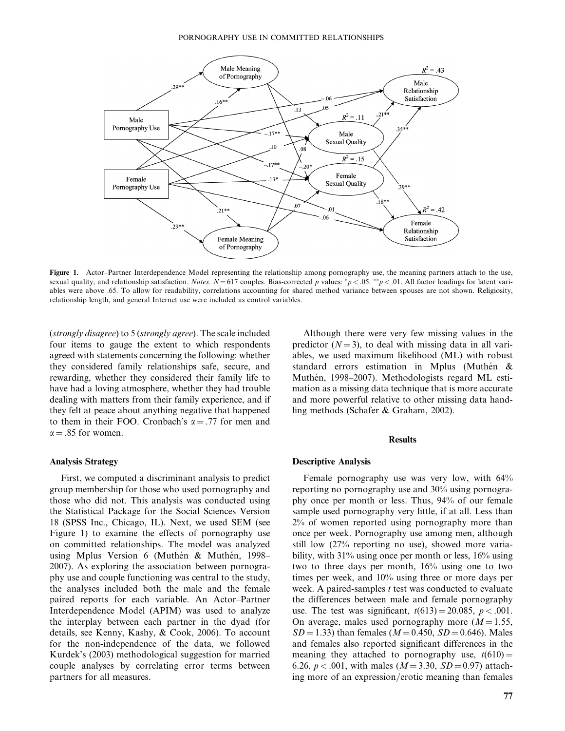Figure 1. Actor–Partner Interdependence Model representing the relationship among pornography use, the meaning partners attach to the use, sexual quality, and relationship satisfaction. *Notes.* $N = 617$ couples. Bias-corrected $p$ values: $^{*}p < .05$. $^{**}p < .01$. All factor loadings for latent variables were above .65. To allow for readability, correlations accounting for shared method variance between spouses are not shown. Religiosity, relationship length, and general Internet use were included as control variables.

(*strongly disagree*) to 5 (*strongly agree*). The scale included four items to gauge the extent to which respondents agreed with statements concerning the following: whether they considered family relationships safe, secure, and rewarding, whether they considered their family life to have had a loving atmosphere, whether they had trouble dealing with matters from their family experience, and if they felt at peace about anything negative that happened to them in their FOO. Cronbach's $\alpha = .77$ for men and $\alpha = .85$ for women.

### Analysis Strategy

First, we computed a discriminant analysis to predict group membership for those who used pornography and those who did not. This analysis was conducted using the Statistical Package for the Social Sciences Version 18 (SPSS Inc., Chicago, IL). Next, we used SEM (see Figure 1) to examine the effects of pornography use on committed relationships. The model was analyzed using Mplus Version 6 (Muthén & Muthén, 1998–2007). As exploring the association between pornography use and couple functioning was central to the study, the analyses included both the male and the female paired reports for each variable. An Actor–Partner Interdependence Model (APIM) was used to analyze the interplay between each partner in the dyad (for details, see Kenny, Kashy, & Cook, 2006). To account for the non-independence of the data, we followed Kurdek's (2003) methodological suggestion for married couple analyses by correlating error terms between partners for all measures.

Although there were very few missing values in the predictor ($N = 3$), to deal with missing data in all variables, we used maximum likelihood (ML) with robust standard errors estimation in Mplus (Muthén & Muthén, 1998–2007). Methodologists regard ML estimation as a missing data technique that is more accurate and more powerful relative to other missing data handling methods (Schafer & Graham, 2002).

## Results

### Descriptive Analysis

Female pornography use was very low, with 64% reporting no pornography use and 30% using pornography once per month or less. Thus, 94% of our female sample used pornography very little, if at all. Less than 2% of women reported using pornography more than once per week. Pornography use among men, although still low (27% reporting no use), showed more variability, with 31% using once per month or less, 16% using two to three days per month, 16% using one to two times per week, and 10% using three or more days per week. A paired-samples $t$ test was conducted to evaluate the differences between male and female pornography use. The test was significant, $t(613) = 20.085$, $p < .001$. On average, males used pornography more ($M = 1.55$, $SD = 1.33$) than females ($M = 0.450$, $SD = 0.646$). Males and females also reported significant differences in the meaning they attached to pornography use, $t(610) = 6.26$, $p < .001$, with males ($M = 3.30$, $SD = 0.97$) attaching more of an expression/erotic meaning than females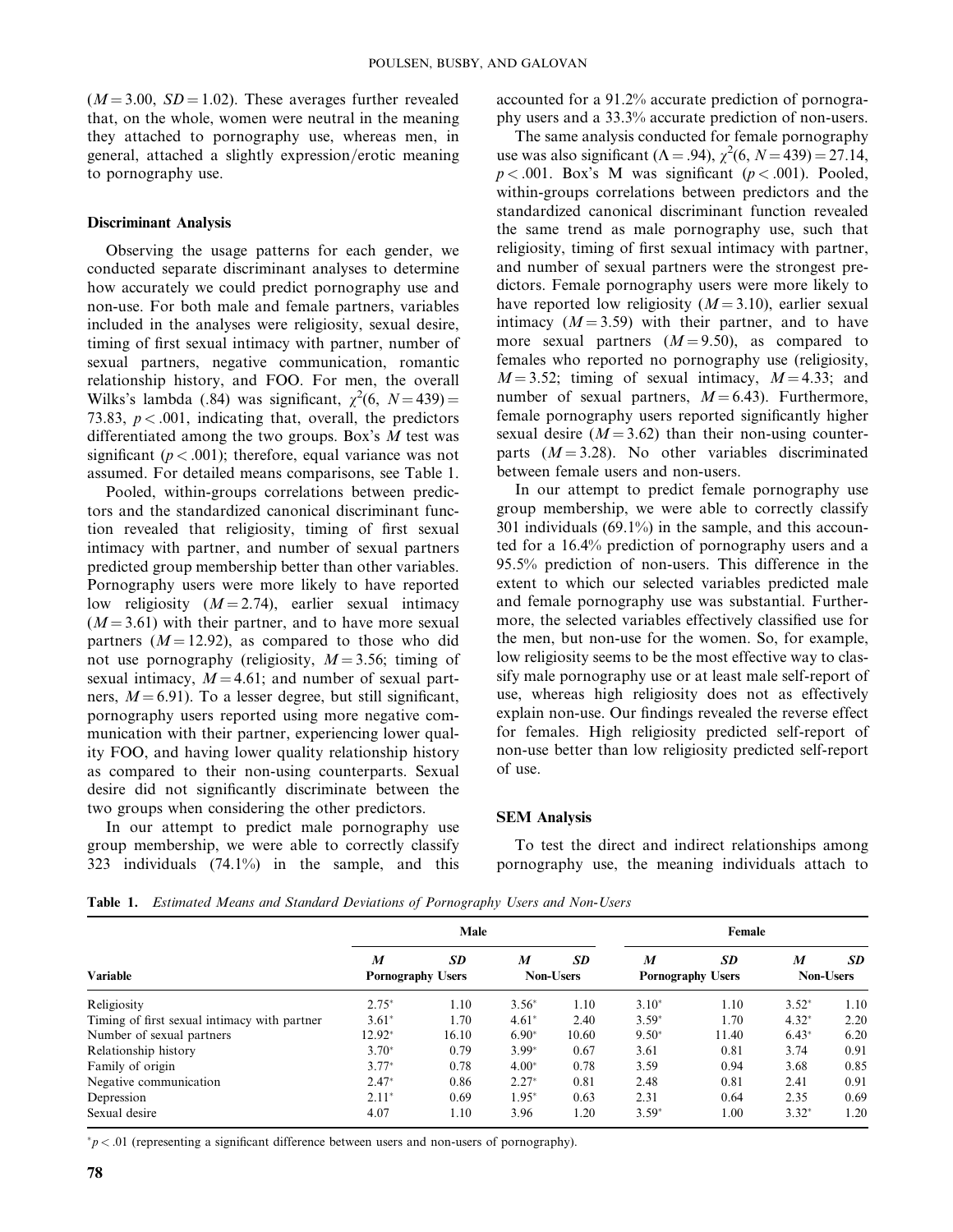($M = 3.00$, $SD = 1.02$). These averages further revealed that, on the whole, women were neutral in the meaning they attached to pornography use, whereas men, in general, attached a slightly expression/erotic meaning to pornography use.

### Discriminant Analysis

Observing the usage patterns for each gender, we conducted separate discriminant analyses to determine how accurately we could predict pornography use and non-use. For both male and female partners, variables included in the analyses were religiosity, sexual desire, timing of first sexual intimacy with partner, number of sexual partners, negative communication, romantic relationship history, and FOO. For men, the overall Wilks's lambda (.84) was significant, $\chi^2(6, N = 439) = 73.83$, $p < .001$, indicating that, overall, the predictors differentiated among the two groups. Box's $M$ test was significant ($p < .001$); therefore, equal variance was not assumed. For detailed means comparisons, see Table 1.

Pooled, within-groups correlations between predictors and the standardized canonical discriminant function revealed that religiosity, timing of first sexual intimacy with partner, and number of sexual partners predicted group membership better than other variables. Pornography users were more likely to have reported low religiosity ($M = 2.74$), earlier sexual intimacy ($M = 3.61$) with their partner, and to have more sexual partners ($M = 12.92$), as compared to those who did not use pornography (religiosity, $M = 3.56$; timing of sexual intimacy, $M = 4.61$; and number of sexual partners, $M = 6.91$). To a lesser degree, but still significant, pornography users reported using more negative communication with their partner, experiencing lower quality FOO, and having lower quality relationship history as compared to their non-using counterparts. Sexual desire did not significantly discriminate between the two groups when considering the other predictors.

In our attempt to predict male pornography use group membership, we were able to correctly classify 323 individuals (74.1%) in the sample, and this accounted for a 91.2% accurate prediction of pornography users and a 33.3% accurate prediction of non-users.

The same analysis conducted for female pornography use was also significant ($\Lambda = .94$), $\chi^2(6, N = 439) = 27.14$, $p < .001$. Box's M was significant ($p < .001$). Pooled, within-groups correlations between predictors and the standardized canonical discriminant function revealed the same trend as male pornography use, such that religiosity, timing of first sexual intimacy with partner, and number of sexual partners were the strongest predictors. Female pornography users were more likely to have reported low religiosity ($M = 3.10$), earlier sexual intimacy ($M = 3.59$) with their partner, and to have more sexual partners ($M = 9.50$), as compared to females who reported no pornography use (religiosity, $M = 3.52$; timing of sexual intimacy, $M = 4.33$; and number of sexual partners, $M = 6.43$). Furthermore, female pornography users reported significantly higher sexual desire ($M = 3.62$) than their non-using counterparts ($M = 3.28$). No other variables discriminated between female users and non-users.

In our attempt to predict female pornography use group membership, we were able to correctly classify 301 individuals (69.1%) in the sample, and this accounted for a 16.4% prediction of pornography users and a 95.5% prediction of non-users. This difference in the extent to which our selected variables predicted male and female pornography use was substantial. Furthermore, the selected variables effectively classified use for the men, but non-use for the women. So, for example, low religiosity seems to be the most effective way to classify male pornography use or at least male self-report of use, whereas high religiosity does not as effectively explain non-use. Our findings revealed the reverse effect for females. High religiosity predicted self-report of non-use better than low religiosity predicted self-report of use.

### SEM Analysis

To test the direct and indirect relationships among pornography use, the meaning individuals attach to

**Table 1.** *Estimated Means and Standard Deviations of Pornography Users and Non-Users*

| | Male | | | | Female | | | |
|---|---|---|---|---|---|---|---|---|
| Variable | *M* Pornography Users | *SD* | *M* Non-Users | *SD* | *M* Pornography Users | *SD* | *M* Non-Users | *SD* |
| Religiosity | 2.75* | 1.10 | 3.56* | 1.10 | 3.10* | 1.10 | 3.52* | 1.10 |
| Timing of first sexual intimacy with partner | 3.61* | 1.70 | 4.61* | 2.40 | 3.59* | 1.70 | 4.32* | 2.20 |
| Number of sexual partners | 12.92* | 16.10 | 6.90* | 10.60 | 9.50* | 11.40 | 6.43* | 6.20 |
| Relationship history | 3.70* | 0.79 | 3.99* | 0.67 | 3.61 | 0.81 | 3.74 | 0.91 |
| Family of origin | 3.77* | 0.78 | 4.00* | 0.78 | 3.59 | 0.94 | 3.68 | 0.85 |
| Negative communication | 2.47* | 0.86 | 2.27* | 0.81 | 2.48 | 0.81 | 2.41 | 0.91 |
| Depression | 2.11* | 0.69 | 1.95* | 0.63 | 2.31 | 0.64 | 2.35 | 0.69 |
| Sexual desire | 4.07 | 1.10 | 3.96 | 1.20 | 3.59* | 1.00 | 3.32* | 1.20 |

*$p < .01$ (representing a significant difference between users and non-users of pornography).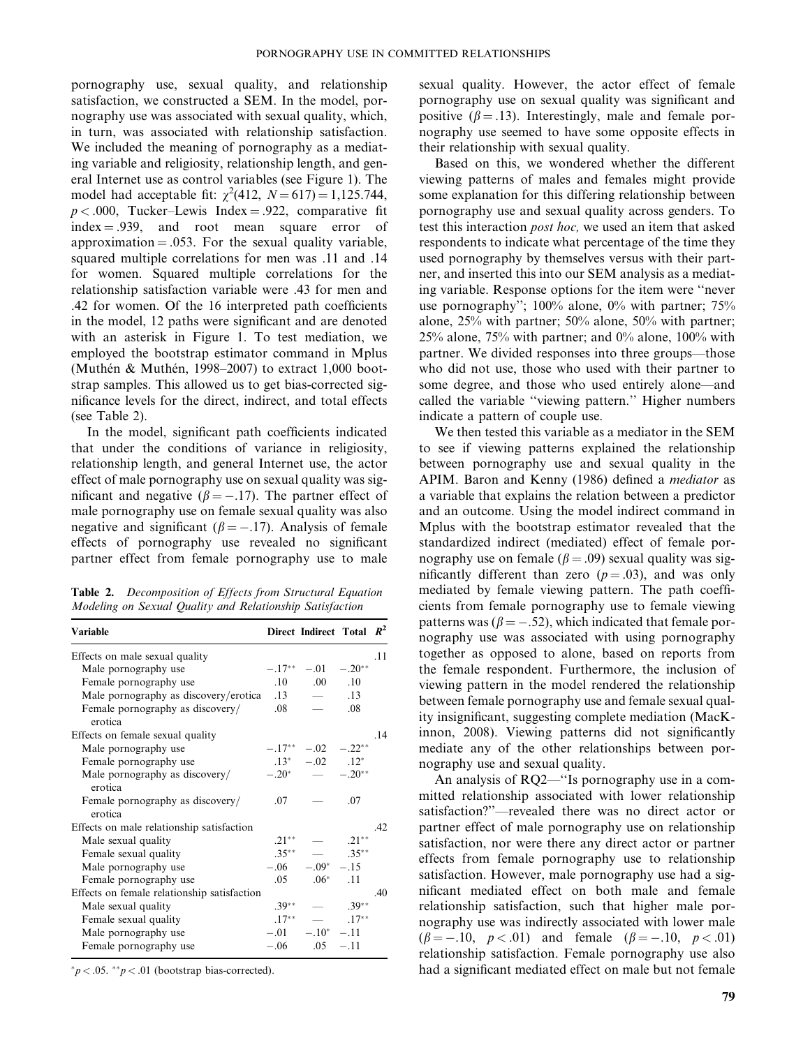pornography use, sexual quality, and relationship satisfaction, we constructed a SEM. In the model, pornography use was associated with sexual quality, which, in turn, was associated with relationship satisfaction. We included the meaning of pornography as a mediating variable and religiosity, relationship length, and general Internet use as control variables (see Figure 1). The model had acceptable fit: $\chi^2(412,\ N = 617) = 1{,}125.744$, $p < .000$, Tucker–Lewis Index = .922, comparative fit index = .939, and root mean square error of approximation = .053. For the sexual quality variable, squared multiple correlations for men was .11 and .14 for women. Squared multiple correlations for the relationship satisfaction variable were .43 for men and .42 for women. Of the 16 interpreted path coefficients in the model, 12 paths were significant and are denoted with an asterisk in Figure 1. To test mediation, we employed the bootstrap estimator command in Mplus (Muthén & Muthén, 1998–2007) to extract 1,000 bootstrap samples. This allowed us to get bias-corrected significance levels for the direct, indirect, and total effects (see Table 2).

In the model, significant path coefficients indicated that under the conditions of variance in religiosity, relationship length, and general Internet use, the actor effect of male pornography use on sexual quality was significant and negative ($\beta = -.17$). The partner effect of male pornography use on female sexual quality was also negative and significant ($\beta = -.17$). Analysis of female effects of pornography use revealed no significant partner effect from female pornography use to male

**Table 2.** *Decomposition of Effects from Structural Equation Modeling on Sexual Quality and Relationship Satisfaction*

| Variable | Direct | Indirect | Total | $R^2$ |
|---|---|---|---|---|
| Effects on male sexual quality | | | | .11 |
| Male pornography use | $-.17^{**}$ | $-.01$ | $-.20^{**}$ | |
| Female pornography use | .10 | .00 | .10 | |
| Male pornography as discovery/erotica | .13 | — | .13 | |
| Female pornography as discovery/erotica | .08 | — | .08 | |
| Effects on female sexual quality | | | | .14 |
| Male pornography use | $-.17^{**}$ | $-.02$ | $-.22^{**}$ | |
| Female pornography use | $.13^{*}$ | $-.02$ | $.12^{*}$ | |
| Male pornography as discovery/erotica | $-.20^{*}$ | — | $-.20^{**}$ | |
| Female pornography as discovery/erotica | .07 | — | .07 | |
| Effects on male relationship satisfaction | | | | .42 |
| Male sexual quality | $.21^{**}$ | — | $.21^{**}$ | |
| Female sexual quality | $.35^{**}$ | — | $.35^{**}$ | |
| Male pornography use | $-.06$ | $-.09^{*}$ | $-.15$ | |
| Female pornography use | .05 | $.06^{*}$ | .11 | |
| Effects on female relationship satisfaction | | | | .40 |
| Male sexual quality | $.39^{**}$ | — | $.39^{**}$ | |
| Female sexual quality | $.17^{**}$ | — | $.17^{**}$ | |
| Male pornography use | $-.01$ | $-.10^{*}$ | $-.11$ | |
| Female pornography use | $-.06$ | .05 | $-.11$ | |

$^{*}p < .05$. $^{**}p < .01$ (bootstrap bias-corrected).

sexual quality. However, the actor effect of female pornography use on sexual quality was significant and positive ($\beta = .13$). Interestingly, male and female pornography use seemed to have some opposite effects in their relationship with sexual quality.

Based on this, we wondered whether the different viewing patterns of males and females might provide some explanation for this differing relationship between pornography use and sexual quality across genders. To test this interaction *post hoc,* we used an item that asked respondents to indicate what percentage of the time they used pornography by themselves versus with their partner, and inserted this into our SEM analysis as a mediating variable. Response options for the item were "never use pornography"; 100% alone, 0% with partner; 75% alone, 25% with partner; 50% alone, 50% with partner; 25% alone, 75% with partner; and 0% alone, 100% with partner. We divided responses into three groups—those who did not use, those who used with their partner to some degree, and those who used entirely alone—and called the variable "viewing pattern." Higher numbers indicate a pattern of couple use.

We then tested this variable as a mediator in the SEM to see if viewing patterns explained the relationship between pornography use and sexual quality in the APIM. Baron and Kenny (1986) defined a *mediator* as a variable that explains the relation between a predictor and an outcome. Using the model indirect command in Mplus with the bootstrap estimator revealed that the standardized indirect (mediated) effect of female pornography use on female ($\beta = .09$) sexual quality was significantly different than zero ($p = .03$), and was only mediated by female viewing pattern. The path coefficients from female pornography use to female viewing patterns was ($\beta = -.52$), which indicated that female pornography use was associated with using pornography together as opposed to alone, based on reports from the female respondent. Furthermore, the inclusion of viewing pattern in the model rendered the relationship between female pornography use and female sexual quality insignificant, suggesting complete mediation (MacKinnon, 2008). Viewing patterns did not significantly mediate any of the other relationships between pornography use and sexual quality.

An analysis of RQ2—"Is pornography use in a committed relationship associated with lower relationship satisfaction?"—revealed there was no direct actor or partner effect of male pornography use on relationship satisfaction, nor were there any direct actor or partner effects from female pornography use to relationship satisfaction. However, male pornography use had a significant mediated effect on both male and female relationship satisfaction, such that higher male pornography use was indirectly associated with lower male ($\beta = -.10$, $p < .01$) and female ($\beta = -.10$, $p < .01$) relationship satisfaction. Female pornography use also had a significant mediated effect on male but not female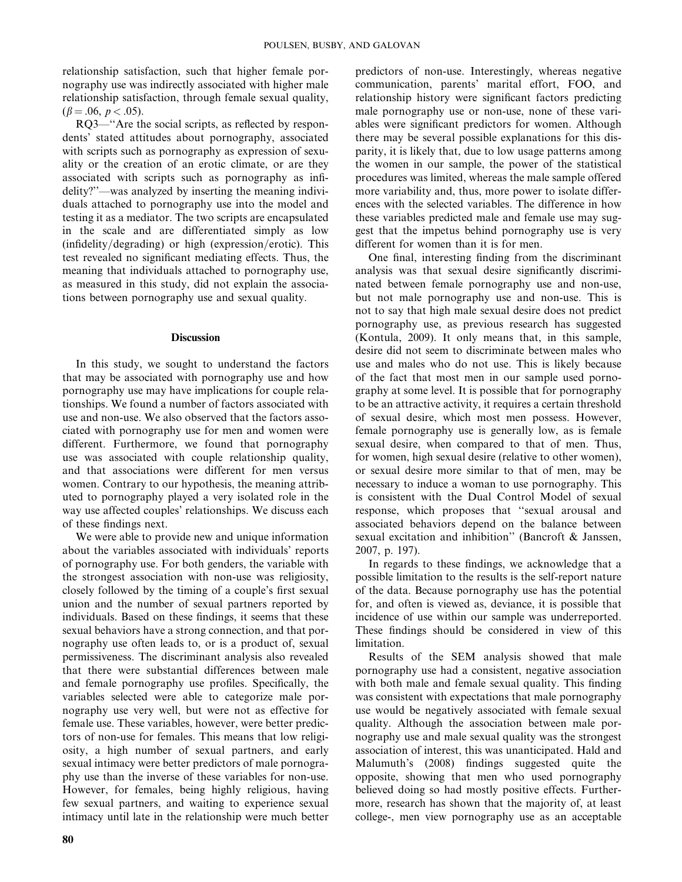relationship satisfaction, such that higher female pornography use was indirectly associated with higher male relationship satisfaction, through female sexual quality, ($\beta = .06$, $p < .05$).

RQ3—"Are the social scripts, as reflected by respondents' stated attitudes about pornography, associated with scripts such as pornography as expression of sexuality or the creation of an erotic climate, or are they associated with scripts such as pornography as infidelity?"—was analyzed by inserting the meaning individuals attached to pornography use into the model and testing it as a mediator. The two scripts are encapsulated in the scale and are differentiated simply as low (infidelity/degrading) or high (expression/erotic). This test revealed no significant mediating effects. Thus, the meaning that individuals attached to pornography use, as measured in this study, did not explain the associations between pornography use and sexual quality.

## Discussion

In this study, we sought to understand the factors that may be associated with pornography use and how pornography use may have implications for couple relationships. We found a number of factors associated with use and non-use. We also observed that the factors associated with pornography use for men and women were different. Furthermore, we found that pornography use was associated with couple relationship quality, and that associations were different for men versus women. Contrary to our hypothesis, the meaning attributed to pornography played a very isolated role in the way use affected couples' relationships. We discuss each of these findings next.

We were able to provide new and unique information about the variables associated with individuals' reports of pornography use. For both genders, the variable with the strongest association with non-use was religiosity, closely followed by the timing of a couple's first sexual union and the number of sexual partners reported by individuals. Based on these findings, it seems that these sexual behaviors have a strong connection, and that pornography use often leads to, or is a product of, sexual permissiveness. The discriminant analysis also revealed that there were substantial differences between male and female pornography use profiles. Specifically, the variables selected were able to categorize male pornography use very well, but were not as effective for female use. These variables, however, were better predictors of non-use for females. This means that low religiosity, a high number of sexual partners, and early sexual intimacy were better predictors of male pornography use than the inverse of these variables for non-use. However, for females, being highly religious, having few sexual partners, and waiting to experience sexual intimacy until late in the relationship were much better predictors of non-use. Interestingly, whereas negative communication, parents' marital effort, FOO, and relationship history were significant factors predicting male pornography use or non-use, none of these variables were significant predictors for women. Although there may be several possible explanations for this disparity, it is likely that, due to low usage patterns among the women in our sample, the power of the statistical procedures was limited, whereas the male sample offered more variability and, thus, more power to isolate differences with the selected variables. The difference in how these variables predicted male and female use may suggest that the impetus behind pornography use is very different for women than it is for men.

One final, interesting finding from the discriminant analysis was that sexual desire significantly discriminated between female pornography use and non-use, but not male pornography use and non-use. This is not to say that high male sexual desire does not predict pornography use, as previous research has suggested (Kontula, 2009). It only means that, in this sample, desire did not seem to discriminate between males who use and males who do not use. This is likely because of the fact that most men in our sample used pornography at some level. It is possible that for pornography to be an attractive activity, it requires a certain threshold of sexual desire, which most men possess. However, female pornography use is generally low, as is female sexual desire, when compared to that of men. Thus, for women, high sexual desire (relative to other women), or sexual desire more similar to that of men, may be necessary to induce a woman to use pornography. This is consistent with the Dual Control Model of sexual response, which proposes that "sexual arousal and associated behaviors depend on the balance between sexual excitation and inhibition" (Bancroft & Janssen, 2007, p. 197).

In regards to these findings, we acknowledge that a possible limitation to the results is the self-report nature of the data. Because pornography use has the potential for, and often is viewed as, deviance, it is possible that incidence of use within our sample was underreported. These findings should be considered in view of this limitation.

Results of the SEM analysis showed that male pornography use had a consistent, negative association with both male and female sexual quality. This finding was consistent with expectations that male pornography use would be negatively associated with female sexual quality. Although the association between male pornography use and male sexual quality was the strongest association of interest, this was unanticipated. Hald and Malumuth's (2008) findings suggested quite the opposite, showing that men who used pornography believed doing so had mostly positive effects. Furthermore, research has shown that the majority of, at least college-, men view pornography use as an acceptable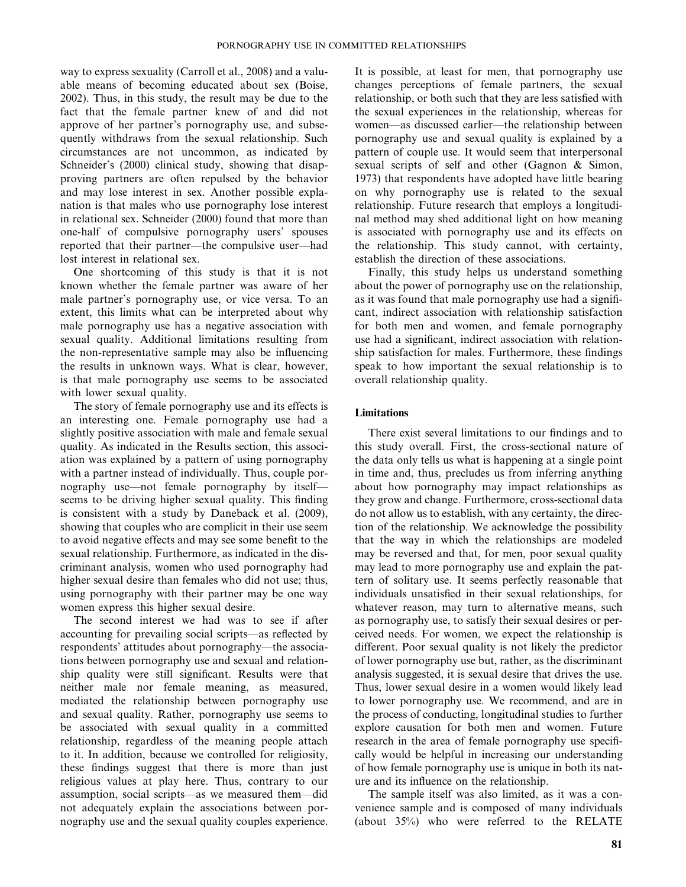way to express sexuality (Carroll et al., 2008) and a valuable means of becoming educated about sex (Boise, 2002). Thus, in this study, the result may be due to the fact that the female partner knew of and did not approve of her partner's pornography use, and subsequently withdraws from the sexual relationship. Such circumstances are not uncommon, as indicated by Schneider's (2000) clinical study, showing that disapproving partners are often repulsed by the behavior and may lose interest in sex. Another possible explanation is that males who use pornography lose interest in relational sex. Schneider (2000) found that more than one-half of compulsive pornography users' spouses reported that their partner—the compulsive user—had lost interest in relational sex.

One shortcoming of this study is that it is not known whether the female partner was aware of her male partner's pornography use, or vice versa. To an extent, this limits what can be interpreted about why male pornography use has a negative association with sexual quality. Additional limitations resulting from the non-representative sample may also be influencing the results in unknown ways. What is clear, however, is that male pornography use seems to be associated with lower sexual quality.

The story of female pornography use and its effects is an interesting one. Female pornography use had a slightly positive association with male and female sexual quality. As indicated in the Results section, this association was explained by a pattern of using pornography with a partner instead of individually. Thus, couple pornography use—not female pornography by itself—seems to be driving higher sexual quality. This finding is consistent with a study by Daneback et al. (2009), showing that couples who are complicit in their use seem to avoid negative effects and may see some benefit to the sexual relationship. Furthermore, as indicated in the discriminant analysis, women who used pornography had higher sexual desire than females who did not use; thus, using pornography with their partner may be one way women express this higher sexual desire.

The second interest we had was to see if after accounting for prevailing social scripts—as reflected by respondents' attitudes about pornography—the associations between pornography use and sexual and relationship quality were still significant. Results were that neither male nor female meaning, as measured, mediated the relationship between pornography use and sexual quality. Rather, pornography use seems to be associated with sexual quality in a committed relationship, regardless of the meaning people attach to it. In addition, because we controlled for religiosity, these findings suggest that there is more than just religious values at play here. Thus, contrary to our assumption, social scripts—as we measured them—did not adequately explain the associations between pornography use and the sexual quality couples experience. It is possible, at least for men, that pornography use changes perceptions of female partners, the sexual relationship, or both such that they are less satisfied with the sexual experiences in the relationship, whereas for women—as discussed earlier—the relationship between pornography use and sexual quality is explained by a pattern of couple use. It would seem that interpersonal sexual scripts of self and other (Gagnon & Simon, 1973) that respondents have adopted have little bearing on why pornography use is related to the sexual relationship. Future research that employs a longitudinal method may shed additional light on how meaning is associated with pornography use and its effects on the relationship. This study cannot, with certainty, establish the direction of these associations.

Finally, this study helps us understand something about the power of pornography use on the relationship, as it was found that male pornography use had a significant, indirect association with relationship satisfaction for both men and women, and female pornography use had a significant, indirect association with relationship satisfaction for males. Furthermore, these findings speak to how important the sexual relationship is to overall relationship quality.

### Limitations

There exist several limitations to our findings and to this study overall. First, the cross-sectional nature of the data only tells us what is happening at a single point in time and, thus, precludes us from inferring anything about how pornography may impact relationships as they grow and change. Furthermore, cross-sectional data do not allow us to establish, with any certainty, the direction of the relationship. We acknowledge the possibility that the way in which the relationships are modeled may be reversed and that, for men, poor sexual quality may lead to more pornography use and explain the pattern of solitary use. It seems perfectly reasonable that individuals unsatisfied in their sexual relationships, for whatever reason, may turn to alternative means, such as pornography use, to satisfy their sexual desires or perceived needs. For women, we expect the relationship is different. Poor sexual quality is not likely the predictor of lower pornography use but, rather, as the discriminant analysis suggested, it is sexual desire that drives the use. Thus, lower sexual desire in a women would likely lead to lower pornography use. We recommend, and are in the process of conducting, longitudinal studies to further explore causation for both men and women. Future research in the area of female pornography use specifically would be helpful in increasing our understanding of how female pornography use is unique in both its nature and its influence on the relationship.

The sample itself was also limited, as it was a convenience sample and is composed of many individuals (about 35%) who were referred to the RELATE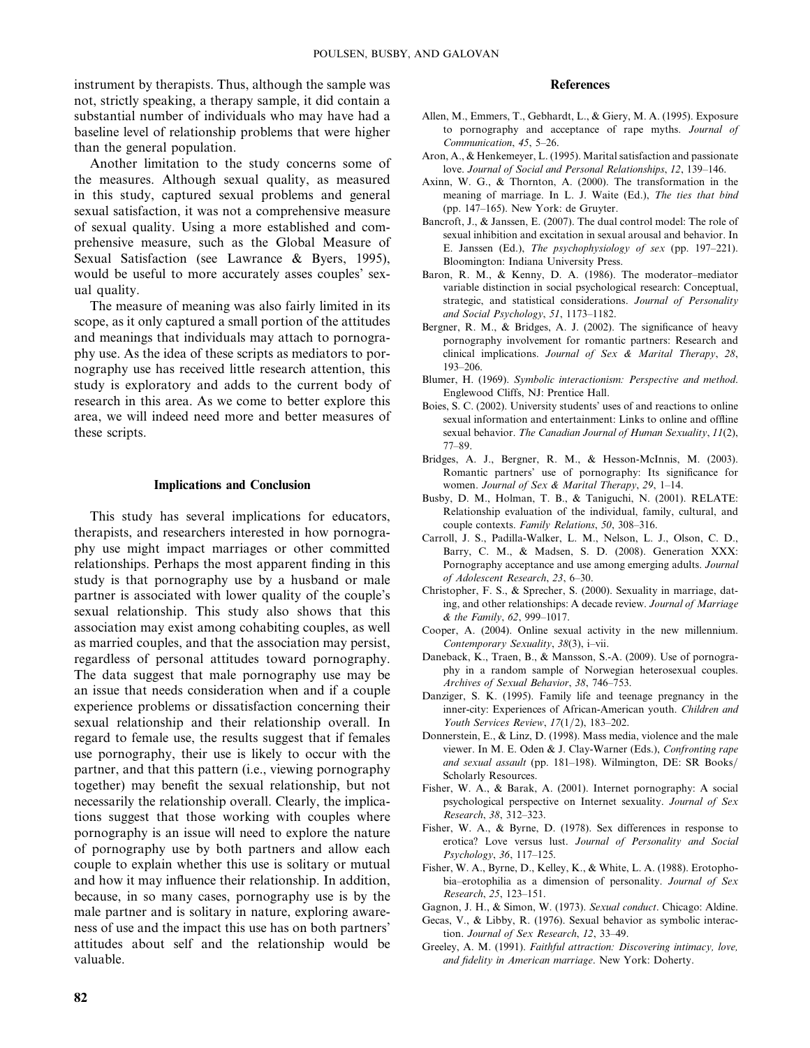instrument by therapists. Thus, although the sample was not, strictly speaking, a therapy sample, it did contain a substantial number of individuals who may have had a baseline level of relationship problems that were higher than the general population.

Another limitation to the study concerns some of the measures. Although sexual quality, as measured in this study, captured sexual problems and general sexual satisfaction, it was not a comprehensive measure of sexual quality. Using a more established and comprehensive measure, such as the Global Measure of Sexual Satisfaction (see Lawrance & Byers, 1995), would be useful to more accurately asses couples' sexual quality.

The measure of meaning was also fairly limited in its scope, as it only captured a small portion of the attitudes and meanings that individuals may attach to pornography use. As the idea of these scripts as mediators to pornography use has received little research attention, this study is exploratory and adds to the current body of research in this area. As we come to better explore this area, we will indeed need more and better measures of these scripts.

## Implications and Conclusion

This study has several implications for educators, therapists, and researchers interested in how pornography use might impact marriages or other committed relationships. Perhaps the most apparent finding in this study is that pornography use by a husband or male partner is associated with lower quality of the couple's sexual relationship. This study also shows that this association may exist among cohabiting couples, as well as married couples, and that the association may persist, regardless of personal attitudes toward pornography. The data suggest that male pornography use may be an issue that needs consideration when and if a couple experience problems or dissatisfaction concerning their sexual relationship and their relationship overall. In regard to female use, the results suggest that if females use pornography, their use is likely to occur with the partner, and that this pattern (i.e., viewing pornography together) may benefit the sexual relationship, but not necessarily the relationship overall. Clearly, the implications suggest that those working with couples where pornography is an issue will need to explore the nature of pornography use by both partners and allow each couple to explain whether this use is solitary or mutual and how it may influence their relationship. In addition, because, in so many cases, pornography use is by the male partner and is solitary in nature, exploring awareness of use and the impact this use has on both partners' attitudes about self and the relationship would be valuable.

## References

Allen, M., Emmers, T., Gebhardt, L., & Giery, M. A. (1995). Exposure to pornography and acceptance of rape myths. *Journal of Communication*, *45*, 5–26.

Aron, A., & Henkemeyer, L. (1995). Marital satisfaction and passionate love. *Journal of Social and Personal Relationships*, *12*, 139–146.

Axinn, W. G., & Thornton, A. (2000). The transformation in the meaning of marriage. In L. J. Waite (Ed.), *The ties that bind* (pp. 147–165). New York: de Gruyter.

Bancroft, J., & Janssen, E. (2007). The dual control model: The role of sexual inhibition and excitation in sexual arousal and behavior. In E. Janssen (Ed.), *The psychophysiology of sex* (pp. 197–221). Bloomington: Indiana University Press.

Baron, R. M., & Kenny, D. A. (1986). The moderator–mediator variable distinction in social psychological research: Conceptual, strategic, and statistical considerations. *Journal of Personality and Social Psychology*, *51*, 1173–1182.

Bergner, R. M., & Bridges, A. J. (2002). The significance of heavy pornography involvement for romantic partners: Research and clinical implications. *Journal of Sex & Marital Therapy*, *28*, 193–206.

Blumer, H. (1969). *Symbolic interactionism: Perspective and method*. Englewood Cliffs, NJ: Prentice Hall.

Boies, S. C. (2002). University students' uses of and reactions to online sexual information and entertainment: Links to online and offline sexual behavior. *The Canadian Journal of Human Sexuality*, *11*(2), 77–89.

Bridges, A. J., Bergner, R. M., & Hesson-McInnis, M. (2003). Romantic partners' use of pornography: Its significance for women. *Journal of Sex & Marital Therapy*, *29*, 1–14.

Busby, D. M., Holman, T. B., & Taniguchi, N. (2001). RELATE: Relationship evaluation of the individual, family, cultural, and couple contexts. *Family Relations*, *50*, 308–316.

Carroll, J. S., Padilla-Walker, L. M., Nelson, L. J., Olson, C. D., Barry, C. M., & Madsen, S. D. (2008). Generation XXX: Pornography acceptance and use among emerging adults. *Journal of Adolescent Research*, *23*, 6–30.

Christopher, F. S., & Sprecher, S. (2000). Sexuality in marriage, dating, and other relationships: A decade review. *Journal of Marriage & the Family*, *62*, 999–1017.

Cooper, A. (2004). Online sexual activity in the new millennium. *Contemporary Sexuality*, *38*(3), i–vii.

Daneback, K., Traen, B., & Mansson, S.-A. (2009). Use of pornography in a random sample of Norwegian heterosexual couples. *Archives of Sexual Behavior*, *38*, 746–753.

Danziger, S. K. (1995). Family life and teenage pregnancy in the inner-city: Experiences of African-American youth. *Children and Youth Services Review*, *17*(1/2), 183–202.

Donnerstein, E., & Linz, D. (1998). Mass media, violence and the male viewer. In M. E. Oden & J. Clay-Warner (Eds.), *Confronting rape and sexual assault* (pp. 181–198). Wilmington, DE: SR Books/Scholarly Resources.

Fisher, W. A., & Barak, A. (2001). Internet pornography: A social psychological perspective on Internet sexuality. *Journal of Sex Research*, *38*, 312–323.

Fisher, W. A., & Byrne, D. (1978). Sex differences in response to erotica? Love versus lust. *Journal of Personality and Social Psychology*, *36*, 117–125.

Fisher, W. A., Byrne, D., Kelley, K., & White, L. A. (1988). Erotophobia–erotophilia as a dimension of personality. *Journal of Sex Research*, *25*, 123–151.

Gagnon, J. H., & Simon, W. (1973). *Sexual conduct*. Chicago: Aldine.

Gecas, V., & Libby, R. (1976). Sexual behavior as symbolic interaction. *Journal of Sex Research*, *12*, 33–49.

Greeley, A. M. (1991). *Faithful attraction: Discovering intimacy, love, and fidelity in American marriage*. New York: Doherty.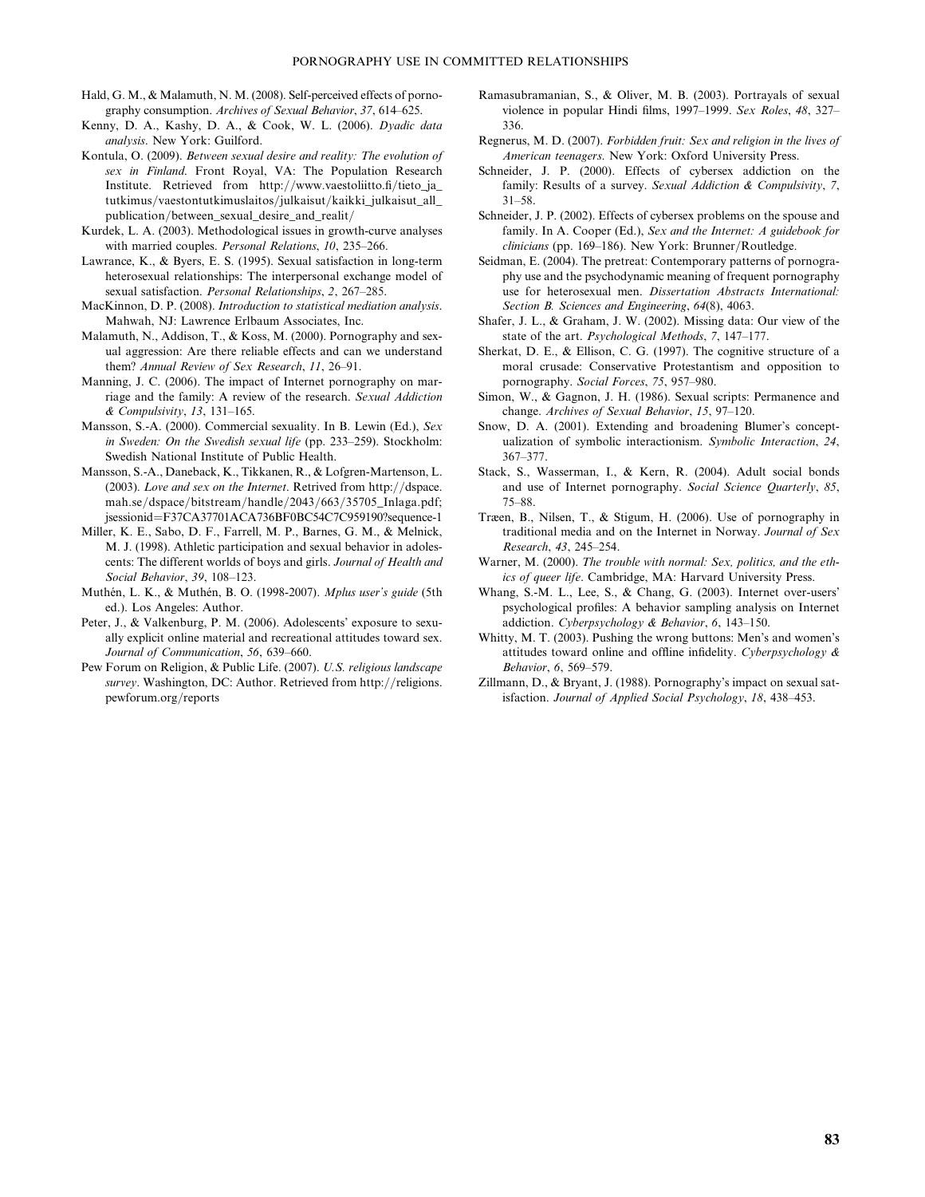Hald, G. M., & Malamuth, N. M. (2008). Self-perceived effects of pornography consumption. *Archives of Sexual Behavior*, *37*, 614–625.

Kenny, D. A., Kashy, D. A., & Cook, W. L. (2006). *Dyadic data analysis*. New York: Guilford.

Kontula, O. (2009). *Between sexual desire and reality: The evolution of sex in Finland*. Front Royal, VA: The Population Research Institute. Retrieved from http://www.vaestoliitto.fi/tieto_ja_tutkimus/vaestontutkimuslaitos/julkaisut/kaikki_julkaisut_all_publication/between_sexual_desire_and_realit/

Kurdek, L. A. (2003). Methodological issues in growth-curve analyses with married couples. *Personal Relations*, *10*, 235–266.

Lawrance, K., & Byers, E. S. (1995). Sexual satisfaction in long-term heterosexual relationships: The interpersonal exchange model of sexual satisfaction. *Personal Relationships*, *2*, 267–285.

MacKinnon, D. P. (2008). *Introduction to statistical mediation analysis*. Mahwah, NJ: Lawrence Erlbaum Associates, Inc.

Malamuth, N., Addison, T., & Koss, M. (2000). Pornography and sexual aggression: Are there reliable effects and can we understand them? *Annual Review of Sex Research*, *11*, 26–91.

Manning, J. C. (2006). The impact of Internet pornography on marriage and the family: A review of the research. *Sexual Addiction & Compulsivity*, *13*, 131–165.

Mansson, S.-A. (2000). Commercial sexuality. In B. Lewin (Ed.), *Sex in Sweden: On the Swedish sexual life* (pp. 233–259). Stockholm: Swedish National Institute of Public Health.

Mansson, S.-A., Daneback, K., Tikkanen, R., & Lofgren-Martenson, L. (2003). *Love and sex on the Internet*. Retrived from http://dspace.mah.se/dspace/bitstream/handle/2043/663/35705_Inlaga.pdf;jsessionid=F37CA37701ACA736BF0BC54C7C959190?sequence-1

Miller, K. E., Sabo, D. F., Farrell, M. P., Barnes, G. M., & Melnick, M. J. (1998). Athletic participation and sexual behavior in adolescents: The different worlds of boys and girls. *Journal of Health and Social Behavior*, *39*, 108–123.

Muthén, L. K., & Muthén, B. O. (1998-2007). *Mplus user's guide* (5th ed.). Los Angeles: Author.

Peter, J., & Valkenburg, P. M. (2006). Adolescents' exposure to sexually explicit online material and recreational attitudes toward sex. *Journal of Communication*, *56*, 639–660.

Pew Forum on Religion, & Public Life. (2007). *U.S. religious landscape survey*. Washington, DC: Author. Retrieved from http://religions.pewforum.org/reports

Ramasubramanian, S., & Oliver, M. B. (2003). Portrayals of sexual violence in popular Hindi films, 1997–1999. *Sex Roles*, *48*, 327–336.

Regnerus, M. D. (2007). *Forbidden fruit: Sex and religion in the lives of American teenagers*. New York: Oxford University Press.

Schneider, J. P. (2000). Effects of cybersex addiction on the family: Results of a survey. *Sexual Addiction & Compulsivity*, *7*, 31–58.

Schneider, J. P. (2002). Effects of cybersex problems on the spouse and family. In A. Cooper (Ed.), *Sex and the Internet: A guidebook for clinicians* (pp. 169–186). New York: Brunner/Routledge.

Seidman, E. (2004). The pretreat: Contemporary patterns of pornography use and the psychodynamic meaning of frequent pornography use for heterosexual men. *Dissertation Abstracts International: Section B. Sciences and Engineering*, *64*(8), 4063.

Shafer, J. L., & Graham, J. W. (2002). Missing data: Our view of the state of the art. *Psychological Methods*, *7*, 147–177.

Sherkat, D. E., & Ellison, C. G. (1997). The cognitive structure of a moral crusade: Conservative Protestantism and opposition to pornography. *Social Forces*, *75*, 957–980.

Simon, W., & Gagnon, J. H. (1986). Sexual scripts: Permanence and change. *Archives of Sexual Behavior*, *15*, 97–120.

Snow, D. A. (2001). Extending and broadening Blumer's conceptualization of symbolic interactionism. *Symbolic Interaction*, *24*, 367–377.

Stack, S., Wasserman, I., & Kern, R. (2004). Adult social bonds and use of Internet pornography. *Social Science Quarterly*, *85*, 75–88.

Træen, B., Nilsen, T., & Stigum, H. (2006). Use of pornography in traditional media and on the Internet in Norway. *Journal of Sex Research*, *43*, 245–254.

Warner, M. (2000). *The trouble with normal: Sex, politics, and the ethics of queer life*. Cambridge, MA: Harvard University Press.

Whang, S.-M. L., Lee, S., & Chang, G. (2003). Internet over-users' psychological profiles: A behavior sampling analysis on Internet addiction. *Cyberpsychology & Behavior*, *6*, 143–150.

Whitty, M. T. (2003). Pushing the wrong buttons: Men's and women's attitudes toward online and offline infidelity. *Cyberpsychology & Behavior*, *6*, 569–579.

Zillmann, D., & Bryant, J. (1988). Pornography's impact on sexual satisfaction. *Journal of Applied Social Psychology*, *18*, 438–453.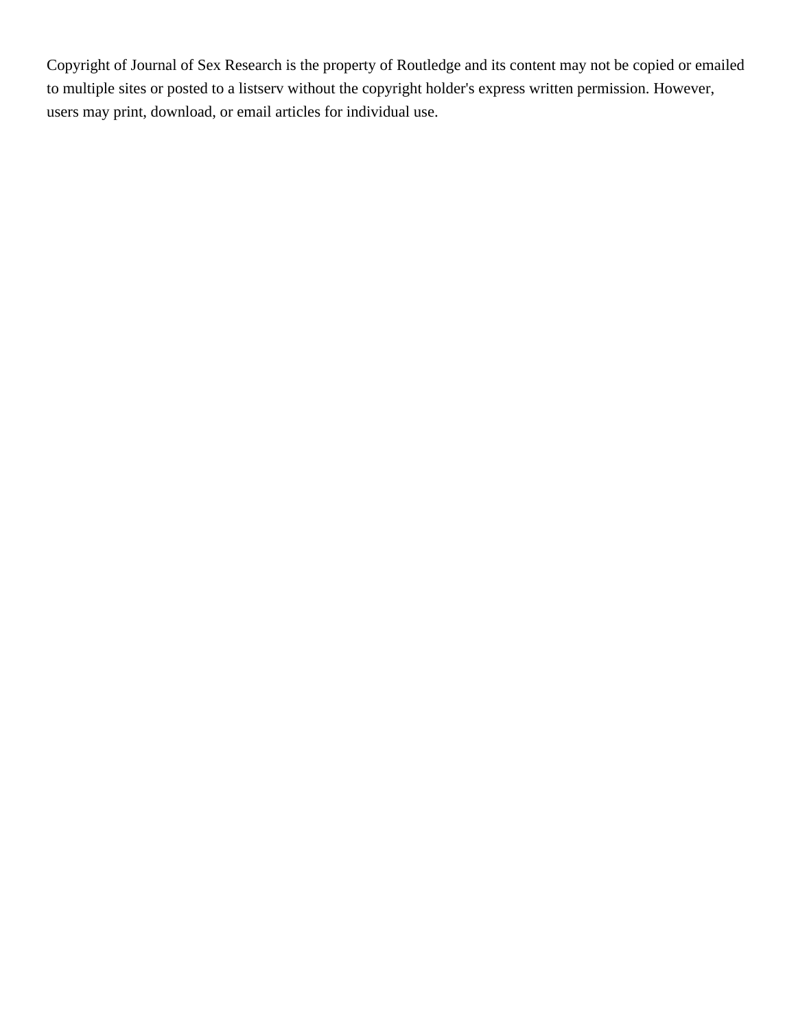Copyright of Journal of Sex Research is the property of Routledge and its content may not be copied or emailed to multiple sites or posted to a listserv without the copyright holder's express written permission. However, users may print, download, or email articles for individual use.